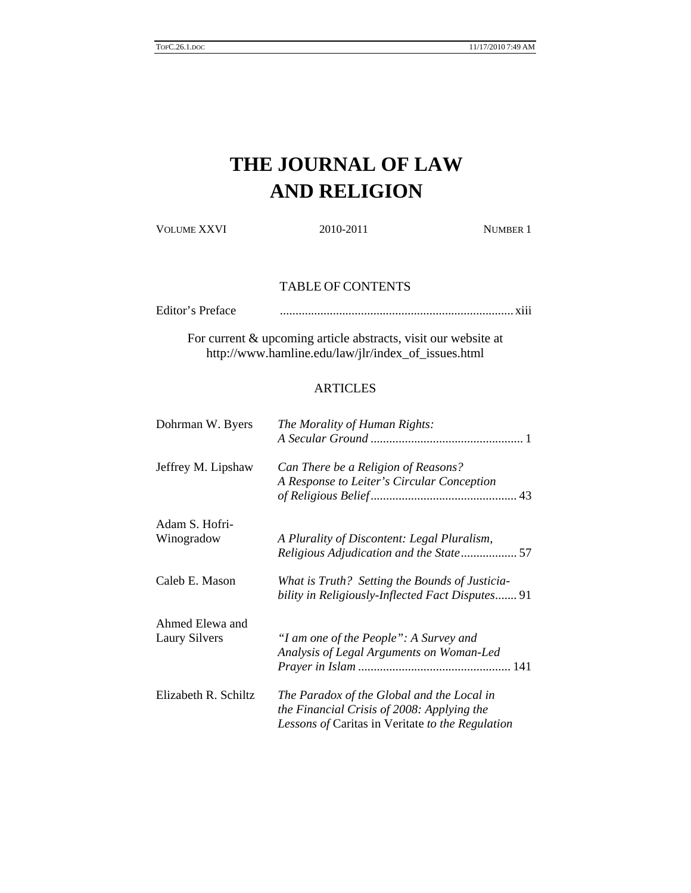# THE JOURNAL OF LAW AND RELIGION

VOLUME XXVI | 2010-2011 | NUMBER 1

## TABLE OF CONTENTS

Editor's Preface .......................................................................... xiii

For current & upcoming article abstracts, visit our website at http://www.hamline.edu/law/jlr/index_of_issues.html

## ARTICLES

Dohrman W. Byers — *The Morality of Human Rights: A Secular Ground* ................................................. 1

Jeffrey M. Lipshaw — *Can There be a Religion of Reasons? A Response to Leiter's Circular Conception of Religious Belief* ............................................... 43

Adam S. Hofri-Winogradow — *A Plurality of Discontent: Legal Pluralism, Religious Adjudication and the State* .................. 57

Caleb E. Mason — *What is Truth? Setting the Bounds of Justiciability in Religiously-Inflected Fact Disputes* ....... 91

Ahmed Elewa and Laury Silvers — *"I am one of the People": A Survey and Analysis of Legal Arguments on Woman-Led Prayer in Islam* ................................................. 141

Elizabeth R. Schiltz — *The Paradox of the Global and the Local in the Financial Crisis of 2008: Applying the Lessons of* Caritas in Veritate *to the Regulation*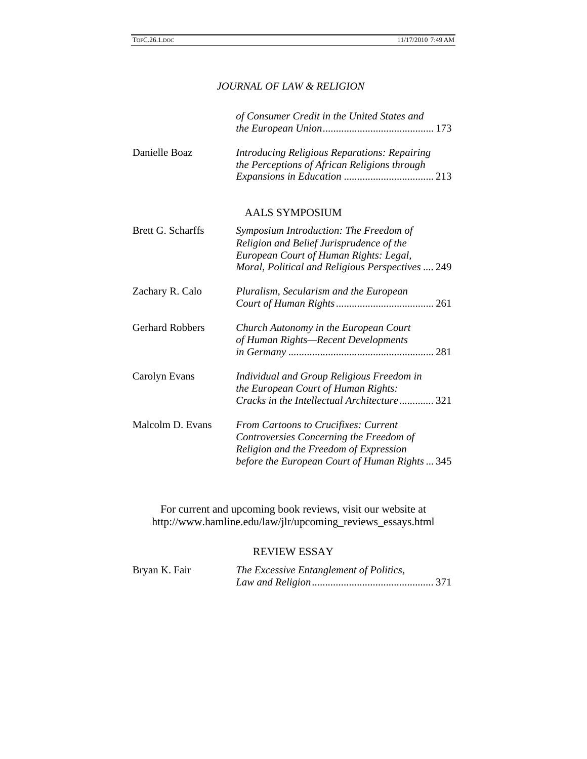*of Consumer Credit in the United States and the European Union* .......................................... 173

Danielle Boaz — *Introducing Religious Reparations: Repairing the Perceptions of African Religions through Expansions in Education* .................................. 213

## AALS SYMPOSIUM

Brett G. Scharffs — *Symposium Introduction: The Freedom of Religion and Belief Jurisprudence of the European Court of Human Rights: Legal, Moral, Political and Religious Perspectives* .... 249

Zachary R. Calo — *Pluralism, Secularism and the European Court of Human Rights* ..................................... 261

Gerhard Robbers — *Church Autonomy in the European Court of Human Rights—Recent Developments in Germany* ....................................................... 281

Carolyn Evans — *Individual and Group Religious Freedom in the European Court of Human Rights: Cracks in the Intellectual Architecture* ............. 321

Malcolm D. Evans — *From Cartoons to Crucifixes: Current Controversies Concerning the Freedom of Religion and the Freedom of Expression before the European Court of Human Rights* ... 345

For current and upcoming book reviews, visit our website at http://www.hamline.edu/law/jlr/upcoming_reviews_essays.html

## REVIEW ESSAY

Bryan K. Fair — *The Excessive Entanglement of Politics, Law and Religion* ............................................. 371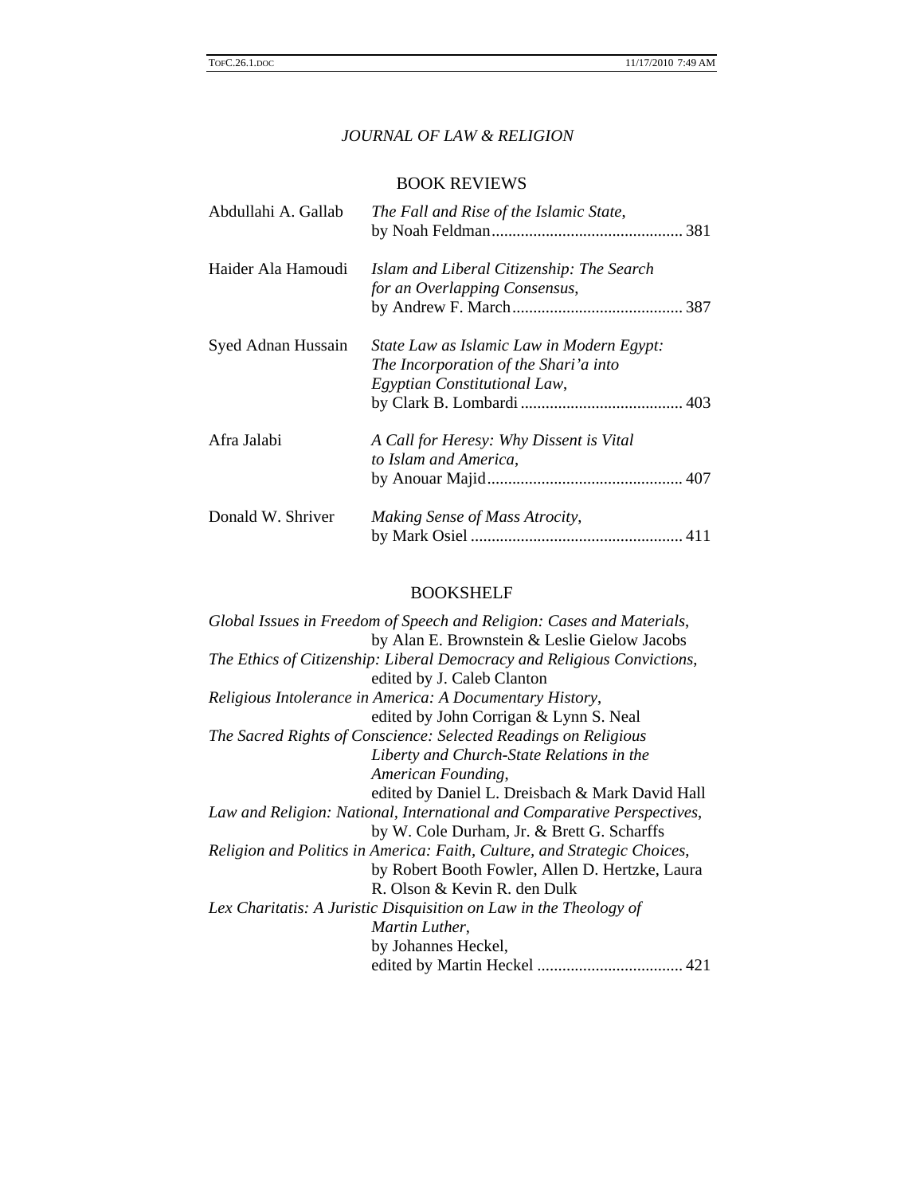*JOURNAL OF LAW & RELIGION*

## BOOK REVIEWS

| | | |
|---|---|---|
| Abdullahi A. Gallab | *The Fall and Rise of the Islamic State*, by Noah Feldman | 381 |
| Haider Ala Hamoudi | *Islam and Liberal Citizenship: The Search for an Overlapping Consensus*, by Andrew F. March | 387 |
| Syed Adnan Hussain | *State Law as Islamic Law in Modern Egypt: The Incorporation of the Shari'a into Egyptian Constitutional Law*, by Clark B. Lombardi | 403 |
| Afra Jalabi | *A Call for Heresy: Why Dissent is Vital to Islam and America*, by Anouar Majid | 407 |
| Donald W. Shriver | *Making Sense of Mass Atrocity*, by Mark Osiel | 411 |

## BOOKSHELF

*Global Issues in Freedom of Speech and Religion: Cases and Materials*, by Alan E. Brownstein & Leslie Gielow Jacobs

*The Ethics of Citizenship: Liberal Democracy and Religious Convictions*, edited by J. Caleb Clanton

*Religious Intolerance in America: A Documentary History*, edited by John Corrigan & Lynn S. Neal

*The Sacred Rights of Conscience: Selected Readings on Religious Liberty and Church-State Relations in the American Founding*, edited by Daniel L. Dreisbach & Mark David Hall

*Law and Religion: National, International and Comparative Perspectives*, by W. Cole Durham, Jr. & Brett G. Scharffs

*Religion and Politics in America: Faith, Culture, and Strategic Choices*, by Robert Booth Fowler, Allen D. Hertzke, Laura R. Olson & Kevin R. den Dulk

*Lex Charitatis: A Juristic Disquisition on Law in the Theology of Martin Luther*, by Johannes Heckel, edited by Martin Heckel .................................. 421